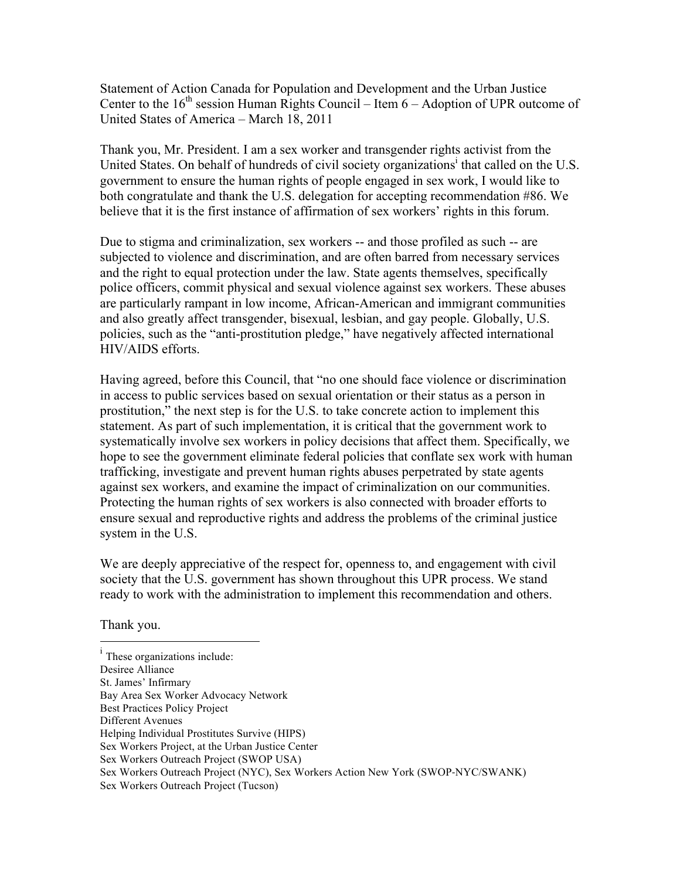Statement of Action Canada for Population and Development and the Urban Justice Center to the 16th session Human Rights Council – Item 6 – Adoption of UPR outcome of United States of America – March 18, 2011

Thank you, Mr. President. I am a sex worker and transgender rights activist from the United States. On behalf of hundreds of civil society organizations[i] that called on the U.S. government to ensure the human rights of people engaged in sex work, I would like to both congratulate and thank the U.S. delegation for accepting recommendation #86. We believe that it is the first instance of affirmation of sex workers' rights in this forum.

Due to stigma and criminalization, sex workers -- and those profiled as such -- are subjected to violence and discrimination, and are often barred from necessary services and the right to equal protection under the law. State agents themselves, specifically police officers, commit physical and sexual violence against sex workers. These abuses are particularly rampant in low income, African-American and immigrant communities and also greatly affect transgender, bisexual, lesbian, and gay people. Globally, U.S. policies, such as the "anti-prostitution pledge," have negatively affected international HIV/AIDS efforts.

Having agreed, before this Council, that "no one should face violence or discrimination in access to public services based on sexual orientation or their status as a person in prostitution," the next step is for the U.S. to take concrete action to implement this statement. As part of such implementation, it is critical that the government work to systematically involve sex workers in policy decisions that affect them. Specifically, we hope to see the government eliminate federal policies that conflate sex work with human trafficking, investigate and prevent human rights abuses perpetrated by state agents against sex workers, and examine the impact of criminalization on our communities. Protecting the human rights of sex workers is also connected with broader efforts to ensure sexual and reproductive rights and address the problems of the criminal justice system in the U.S.

We are deeply appreciative of the respect for, openness to, and engagement with civil society that the U.S. government has shown throughout this UPR process. We stand ready to work with the administration to implement this recommendation and others.

Thank you.

---

[i] These organizations include:
Desiree Alliance
St. James' Infirmary
Bay Area Sex Worker Advocacy Network
Best Practices Policy Project
Different Avenues
Helping Individual Prostitutes Survive (HIPS)
Sex Workers Project, at the Urban Justice Center
Sex Workers Outreach Project (SWOP USA)
Sex Workers Outreach Project (NYC), Sex Workers Action New York (SWOP-NYC/SWANK)
Sex Workers Outreach Project (Tucson)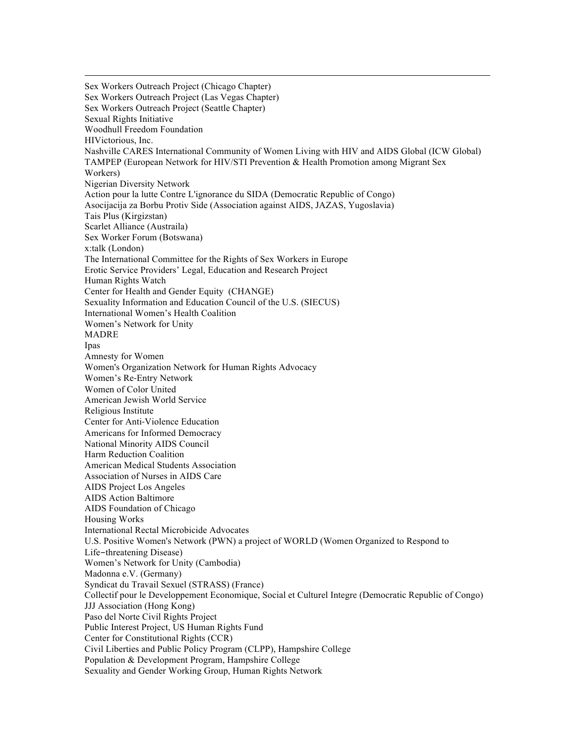Sex Workers Outreach Project (Chicago Chapter)
Sex Workers Outreach Project (Las Vegas Chapter)
Sex Workers Outreach Project (Seattle Chapter)
Sexual Rights Initiative
Woodhull Freedom Foundation
HIVictorious, Inc.
Nashville CARES International Community of Women Living with HIV and AIDS Global (ICW Global)
TAMPEP (European Network for HIV/STI Prevention & Health Promotion among Migrant Sex Workers)
Nigerian Diversity Network
Action pour la lutte Contre L'ignorance du SIDA (Democratic Republic of Congo)
Asocijacija za Borbu Protiv Side (Association against AIDS, JAZAS, Yugoslavia)
Tais Plus (Kirgizstan)
Scarlet Alliance (Austraila)
Sex Worker Forum (Botswana)
x:talk (London)
The International Committee for the Rights of Sex Workers in Europe
Erotic Service Providers' Legal, Education and Research Project
Human Rights Watch
Center for Health and Gender Equity (CHANGE)
Sexuality Information and Education Council of the U.S. (SIECUS)
International Women's Health Coalition
Women's Network for Unity
MADRE
Ipas
Amnesty for Women
Women's Organization Network for Human Rights Advocacy
Women's Re-Entry Network
Women of Color United
American Jewish World Service
Religious Institute
Center for Anti-Violence Education
Americans for Informed Democracy
National Minority AIDS Council
Harm Reduction Coalition
American Medical Students Association
Association of Nurses in AIDS Care
AIDS Project Los Angeles
AIDS Action Baltimore
AIDS Foundation of Chicago
Housing Works
International Rectal Microbicide Advocates
U.S. Positive Women's Network (PWN) a project of WORLD (Women Organized to Respond to Life-threatening Disease)
Women's Network for Unity (Cambodia)
Madonna e.V. (Germany)
Syndicat du Travail Sexuel (STRASS) (France)
Collectif pour le Developpement Economique, Social et Culturel Integre (Democratic Republic of Congo)
JJJ Association (Hong Kong)
Paso del Norte Civil Rights Project
Public Interest Project, US Human Rights Fund
Center for Constitutional Rights (CCR)
Civil Liberties and Public Policy Program (CLPP), Hampshire College
Population & Development Program, Hampshire College
Sexuality and Gender Working Group, Human Rights Network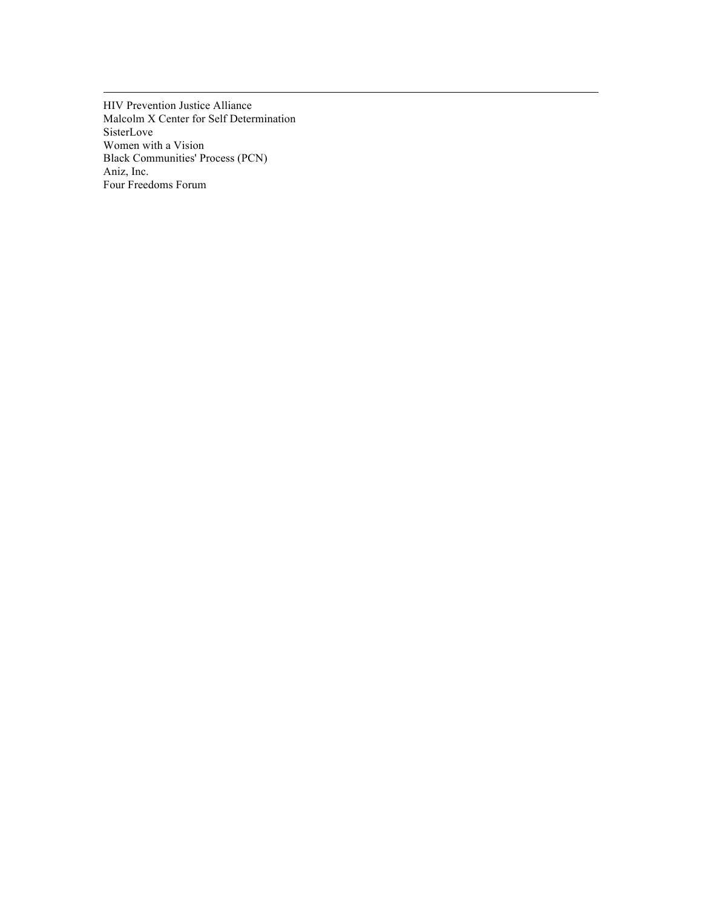---

HIV Prevention Justice Alliance
Malcolm X Center for Self Determination
SisterLove
Women with a Vision
Black Communities' Process (PCN)
Aniz, Inc.
Four Freedoms Forum